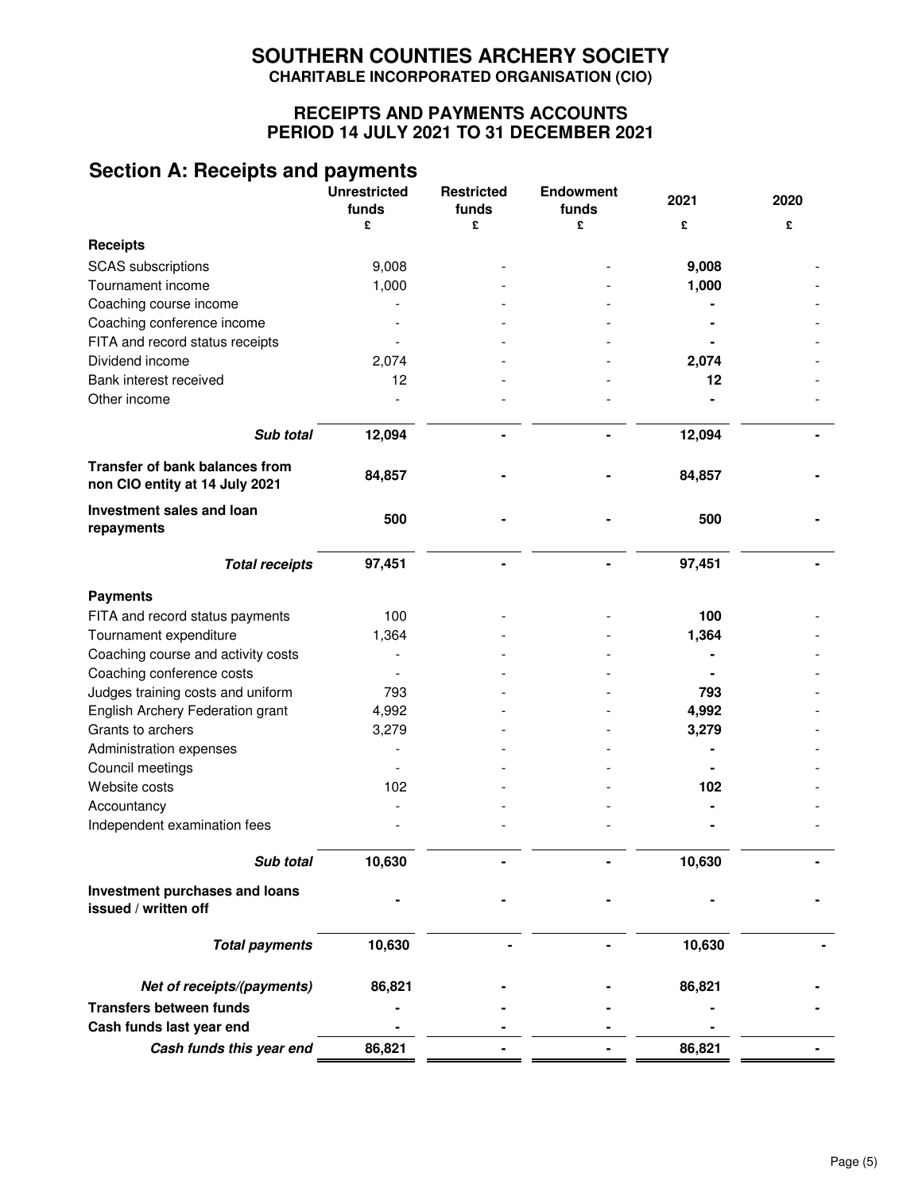# SOUTHERN COUNTIES ARCHERY SOCIETY

**CHARITABLE INCORPORATED ORGANISATION (CIO)**

## RECEIPTS AND PAYMENTS ACCOUNTS
## PERIOD 14 JULY 2021 TO 31 DECEMBER 2021

## Section A: Receipts and payments

| | Unrestricted funds | Restricted funds | Endowment funds | 2021 | 2020 |
|---|---|---|---|---|---|
| | £ | £ | £ | £ | £ |
| **Receipts** | | | | | |
| SCAS subscriptions | 9,008 | - | - | **9,008** | - |
| Tournament income | 1,000 | - | - | **1,000** | - |
| Coaching course income | - | - | - | **-** | - |
| Coaching conference income | - | - | - | **-** | - |
| FITA and record status receipts | - | - | - | **-** | - |
| Dividend income | 2,074 | - | - | **2,074** | - |
| Bank interest received | 12 | - | - | **12** | - |
| Other income | - | - | - | **-** | - |
| ***Sub total*** | **12,094** | **-** | **-** | **12,094** | **-** |
| **Transfer of bank balances from non CIO entity at 14 July 2021** | **84,857** | **-** | **-** | **84,857** | **-** |
| **Investment sales and loan repayments** | **500** | **-** | **-** | **500** | **-** |
| ***Total receipts*** | **97,451** | **-** | **-** | **97,451** | **-** |
| **Payments** | | | | | |
| FITA and record status payments | 100 | - | - | **100** | - |
| Tournament expenditure | 1,364 | - | - | **1,364** | - |
| Coaching course and activity costs | - | - | - | **-** | - |
| Coaching conference costs | - | - | - | **-** | - |
| Judges training costs and uniform | 793 | - | - | **793** | - |
| English Archery Federation grant | 4,992 | - | - | **4,992** | - |
| Grants to archers | 3,279 | - | - | **3,279** | - |
| Administration expenses | - | - | - | **-** | - |
| Council meetings | - | - | - | **-** | - |
| Website costs | 102 | - | - | **102** | - |
| Accountancy | - | - | - | **-** | - |
| Independent examination fees | - | - | - | **-** | - |
| ***Sub total*** | **10,630** | **-** | **-** | **10,630** | **-** |
| **Investment purchases and loans issued / written off** | **-** | **-** | **-** | **-** | **-** |
| ***Total payments*** | **10,630** | **-** | **-** | **10,630** | **-** |
| ***Net of receipts/(payments)*** | **86,821** | **-** | **-** | **86,821** | **-** |
| **Transfers between funds** | **-** | **-** | **-** | **-** | **-** |
| **Cash funds last year end** | **-** | **-** | **-** | **-** | **-** |
| ***Cash funds this year end*** | **86,821** | **-** | **-** | **86,821** | **-** |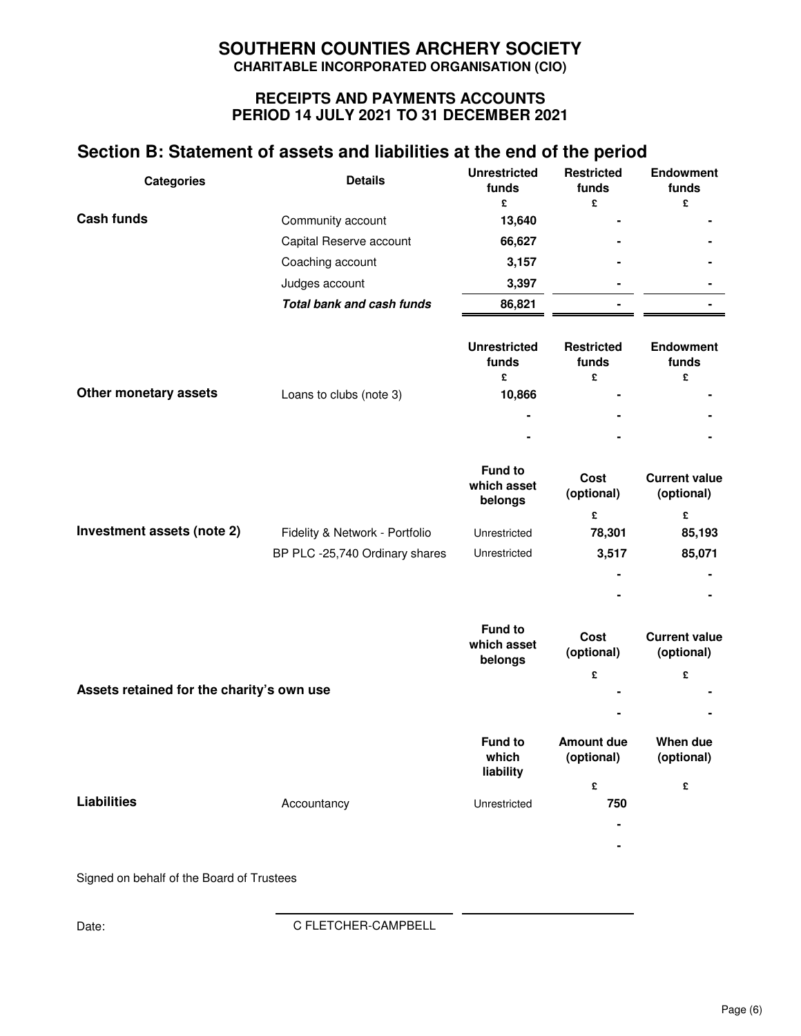# SOUTHERN COUNTIES ARCHERY SOCIETY

**CHARITABLE INCORPORATED ORGANISATION (CIO)**

**RECEIPTS AND PAYMENTS ACCOUNTS**
**PERIOD 14 JULY 2021 TO 31 DECEMBER 2021**

## Section B: Statement of assets and liabilities at the end of the period

| Categories | Details | Unrestricted funds £ | Restricted funds £ | Endowment funds £ |
|---|---|---|---|---|
| **Cash funds** | Community account | **13,640** | - | - |
| | Capital Reserve account | **66,627** | - | - |
| | Coaching account | **3,157** | - | - |
| | Judges account | **3,397** | - | - |
| | ***Total bank and cash funds*** | **86,821** | - | - |

| | | Unrestricted funds £ | Restricted funds £ | Endowment funds £ |
|---|---|---|---|---|
| **Other monetary assets** | Loans to clubs (note 3) | **10,866** | - | - |
| | | - | - | - |
| | | - | - | - |

| | | Fund to which asset belongs | Cost (optional) £ | Current value (optional) £ |
|---|---|---|---|---|
| **Investment assets (note 2)** | Fidelity & Network - Portfolio | Unrestricted | **78,301** | **85,193** |
| | BP PLC -25,740 Ordinary shares | Unrestricted | **3,517** | **85,071** |
| | | | - | - |
| | | | - | - |

| | | Fund to which asset belongs | Cost (optional) £ | Current value (optional) £ |
|---|---|---|---|---|
| **Assets retained for the charity's own use** | | | - | - |
| | | | - | - |

| | | Fund to which liability | Amount due (optional) £ | When due (optional) £ |
|---|---|---|---|---|
| **Liabilities** | Accountancy | Unrestricted | **750** | |
| | | | - | |
| | | | - | |

Signed on behalf of the Board of Trustees

Date: C FLETCHER-CAMPBELL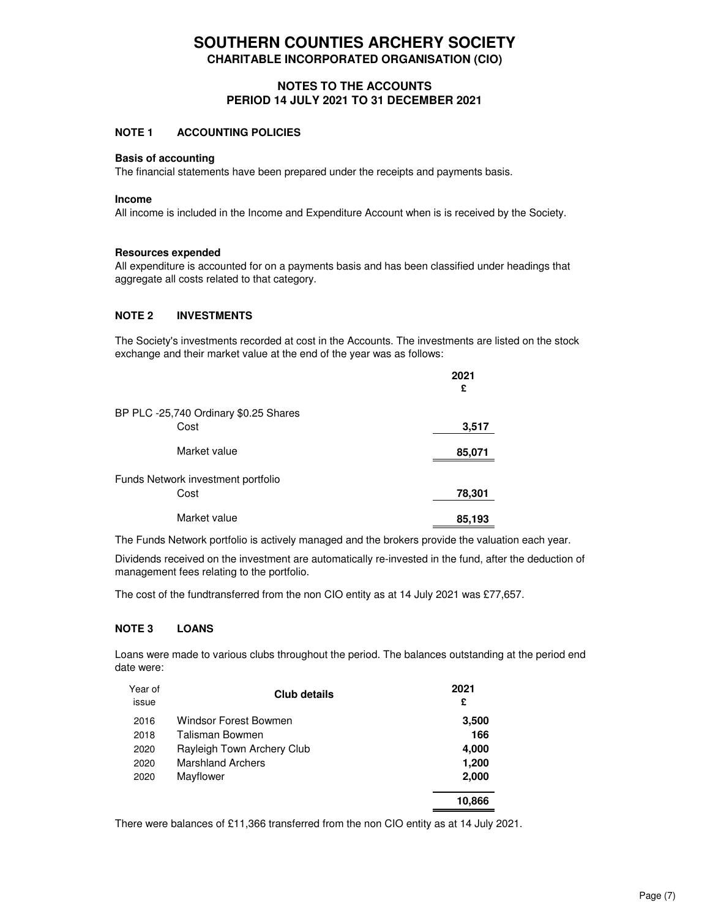# SOUTHERN COUNTIES ARCHERY SOCIETY
**CHARITABLE INCORPORATED ORGANISATION (CIO)**

**NOTES TO THE ACCOUNTS**
**PERIOD 14 JULY 2021 TO 31 DECEMBER 2021**

## NOTE 1 ACCOUNTING POLICIES

**Basis of accounting**
The financial statements have been prepared under the receipts and payments basis.

**Income**
All income is included in the Income and Expenditure Account when is is received by the Society.

**Resources expended**
All expenditure is accounted for on a payments basis and has been classified under headings that aggregate all costs related to that category.

## NOTE 2 INVESTMENTS

The Society's investments recorded at cost in the Accounts. The investments are listed on the stock exchange and their market value at the end of the year was as follows:

| | 2021 £ |
|---|---|
| BP PLC -25,740 Ordinary $0.25 Shares | |
| Cost | 3,517 |
| Market value | 85,071 |
| Funds Network investment portfolio | |
| Cost | 78,301 |
| Market value | 85,193 |

The Funds Network portfolio is actively managed and the brokers provide the valuation each year.

Dividends received on the investment are automatically re-invested in the fund, after the deduction of management fees relating to the portfolio.

The cost of the fundtransferred from the non CIO entity as at 14 July 2021 was £77,657.

## NOTE 3 LOANS

Loans were made to various clubs throughout the period. The balances outstanding at the period end date were:

| Year of issue | Club details | 2021 £ |
|---|---|---|
| 2016 | Windsor Forest Bowmen | 3,500 |
| 2018 | Talisman Bowmen | 166 |
| 2020 | Rayleigh Town Archery Club | 4,000 |
| 2020 | Marshland Archers | 1,200 |
| 2020 | Mayflower | 2,000 |
| | | 10,866 |

There were balances of £11,366 transferred from the non CIO entity as at 14 July 2021.